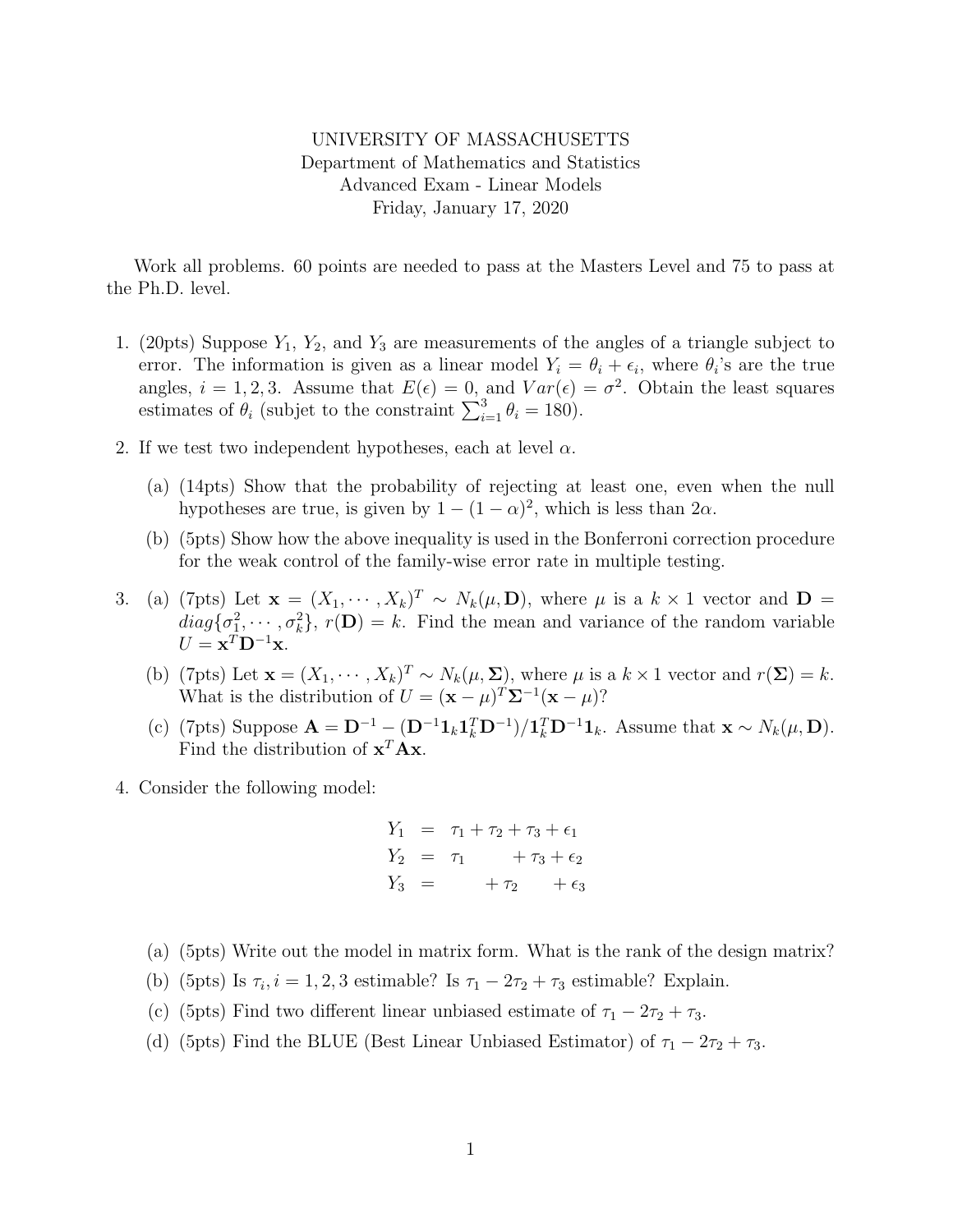UNIVERSITY OF MASSACHUSETTS
Department of Mathematics and Statistics
Advanced Exam - Linear Models
Friday, January 17, 2020

Work all problems. 60 points are needed to pass at the Masters Level and 75 to pass at the Ph.D. level.

1. (20pts) Suppose $Y_1$, $Y_2$, and $Y_3$ are measurements of the angles of a triangle subject to error. The information is given as a linear model $Y_i = \theta_i + \epsilon_i$, where $\theta_i$'s are the true angles, $i = 1, 2, 3$. Assume that $E(\epsilon) = 0$, and $Var(\epsilon) = \sigma^2$. Obtain the least squares estimates of $\theta_i$ (subjet to the constraint $\sum_{i=1}^{3} \theta_i = 180$).

2. If we test two independent hypotheses, each at level $\alpha$.
   (a) (14pts) Show that the probability of rejecting at least one, even when the null hypotheses are true, is given by $1 - (1 - \alpha)^2$, which is less than $2\alpha$.
   (b) (5pts) Show how the above inequality is used in the Bonferroni correction procedure for the weak control of the family-wise error rate in multiple testing.

3. (a) (7pts) Let $\mathbf{x} = (X_1, \cdots, X_k)^T \sim N_k(\mu, \mathbf{D})$, where $\mu$ is a $k \times 1$ vector and $\mathbf{D} = diag\{\sigma_1^2, \cdots, \sigma_k^2\}$, $r(\mathbf{D}) = k$. Find the mean and variance of the random variable $U = \mathbf{x}^T \mathbf{D}^{-1} \mathbf{x}$.
   (b) (7pts) Let $\mathbf{x} = (X_1, \cdots, X_k)^T \sim N_k(\mu, \mathbf{\Sigma})$, where $\mu$ is a $k \times 1$ vector and $r(\mathbf{\Sigma}) = k$. What is the distribution of $U = (\mathbf{x} - \mu)^T \mathbf{\Sigma}^{-1} (\mathbf{x} - \mu)$?
   (c) (7pts) Suppose $\mathbf{A} = \mathbf{D}^{-1} - (\mathbf{D}^{-1} \mathbf{1}_k \mathbf{1}_k^T \mathbf{D}^{-1}) / \mathbf{1}_k^T \mathbf{D}^{-1} \mathbf{1}_k$. Assume that $\mathbf{x} \sim N_k(\mu, \mathbf{D})$. Find the distribution of $\mathbf{x}^T \mathbf{A} \mathbf{x}$.

4. Consider the following model:

$$
\begin{aligned}
Y_1 &= \tau_1 + \tau_2 + \tau_3 + \epsilon_1 \\
Y_2 &= \tau_1 \phantom{+ \tau_2} + \tau_3 + \epsilon_2 \\
Y_3 &= \phantom{\tau_1} + \tau_2 \phantom{+ \tau_3} + \epsilon_3
\end{aligned}
$$

   (a) (5pts) Write out the model in matrix form. What is the rank of the design matrix?
   (b) (5pts) Is $\tau_i, i = 1, 2, 3$ estimable? Is $\tau_1 - 2\tau_2 + \tau_3$ estimable? Explain.
   (c) (5pts) Find two different linear unbiased estimate of $\tau_1 - 2\tau_2 + \tau_3$.
   (d) (5pts) Find the BLUE (Best Linear Unbiased Estimator) of $\tau_1 - 2\tau_2 + \tau_3$.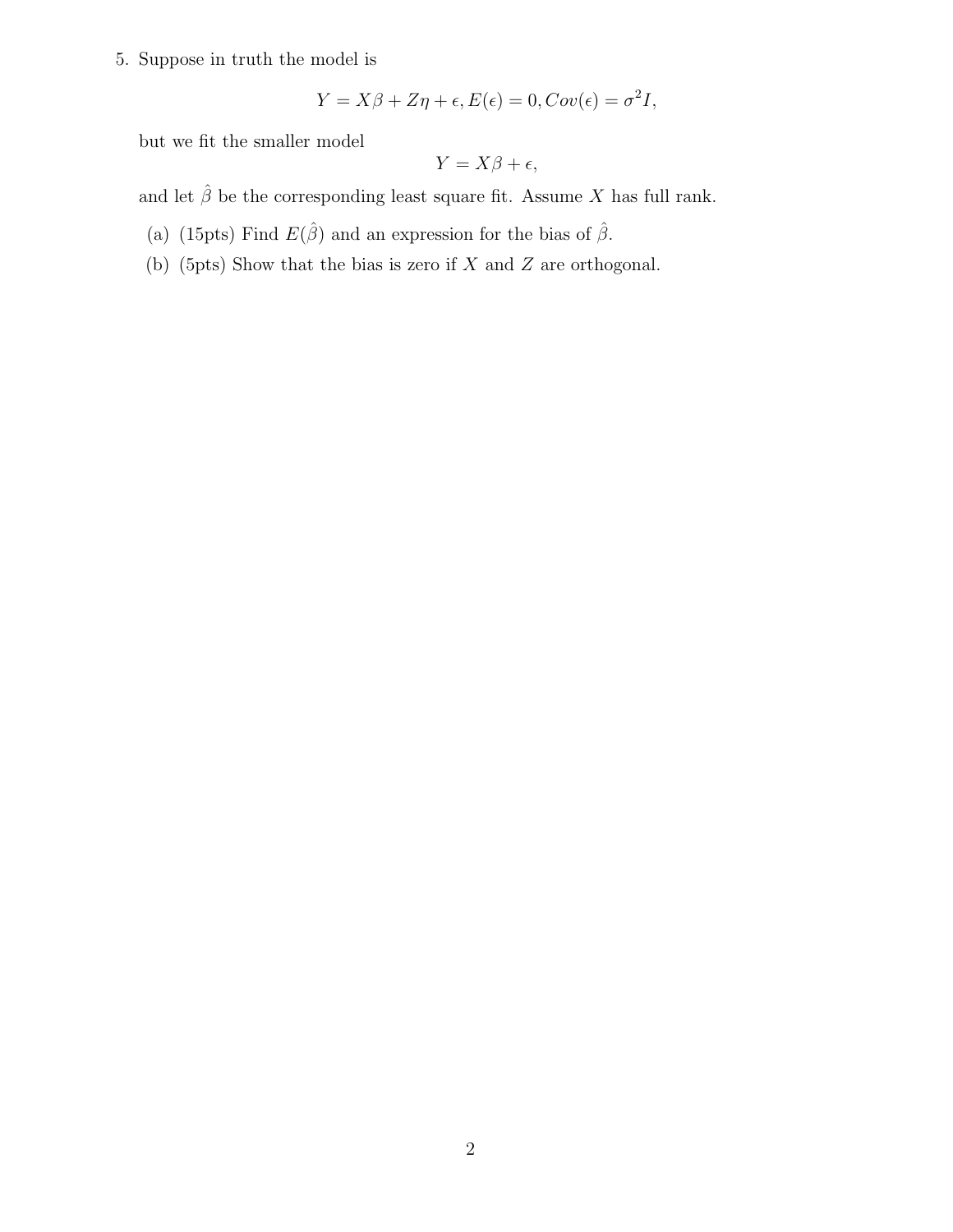5. Suppose in truth the model is

$$Y = X\beta + Z\eta + \epsilon, E(\epsilon) = 0, Cov(\epsilon) = \sigma^2 I,$$

but we fit the smaller model

$$Y = X\beta + \epsilon,$$

and let $\hat{\beta}$ be the corresponding least square fit. Assume $X$ has full rank.

(a) (15pts) Find $E(\hat{\beta})$ and an expression for the bias of $\hat{\beta}$.

(b) (5pts) Show that the bias is zero if $X$ and $Z$ are orthogonal.